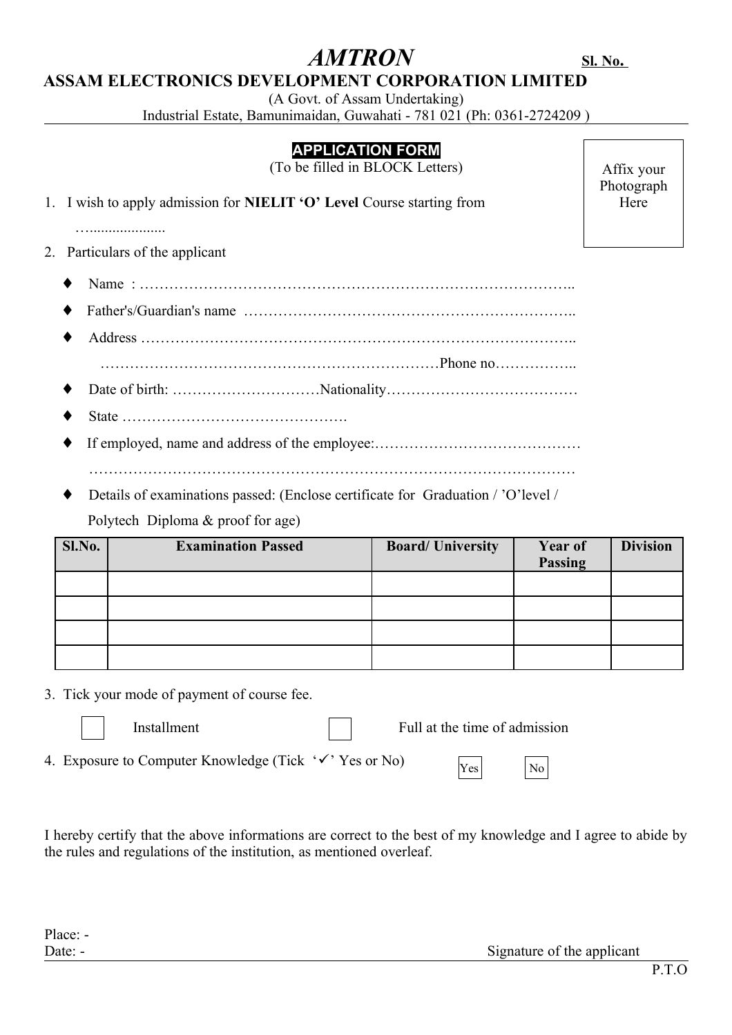# AMTRON

**Sl. No.**

## ASSAM ELECTRONICS DEVELOPMENT CORPORATION LIMITED

(A Govt. of Assam Undertaking)

Industrial Estate, Bamunimaidan, Guwahati - 781 021 (Ph: 0361-2724209 )

**APPLICATION FORM**

(To be filled in BLOCK Letters)

Affix your Photograph Here

1. I wish to apply admission for **NIELIT 'O' Level** Course starting from …...................

2. Particulars of the applicant

   - Name : ………………………………………………………………………………..
   - Father's/Guardian's name ………………………………………………………..
   - Address ………………………………………………………………………………..
     …………………………………………………………Phone no……………..
   - Date of birth: …………………………Nationality…………………………………
   - State ……………………………………….
   - If employed, name and address of the employee:……………………………………
     ……………………………………………………………………………………
   - Details of examinations passed: (Enclose certificate for Graduation / 'O'level / Polytech Diploma & proof for age)

| Sl.No. | Examination Passed | Board/ University | Year of Passing | Division |
|---|---|---|---|---|
| | | | | |
| | | | | |
| | | | | |
| | | | | |

3. Tick your mode of payment of course fee.

   ☐ Installment ☐ Full at the time of admission

4. Exposure to Computer Knowledge (Tick '✓' Yes or No) ☐ Yes ☐ No

I hereby certify that the above informations are correct to the best of my knowledge and I agree to abide by the rules and regulations of the institution, as mentioned overleaf.

Place: -

Date: -

Signature of the applicant

P.T.O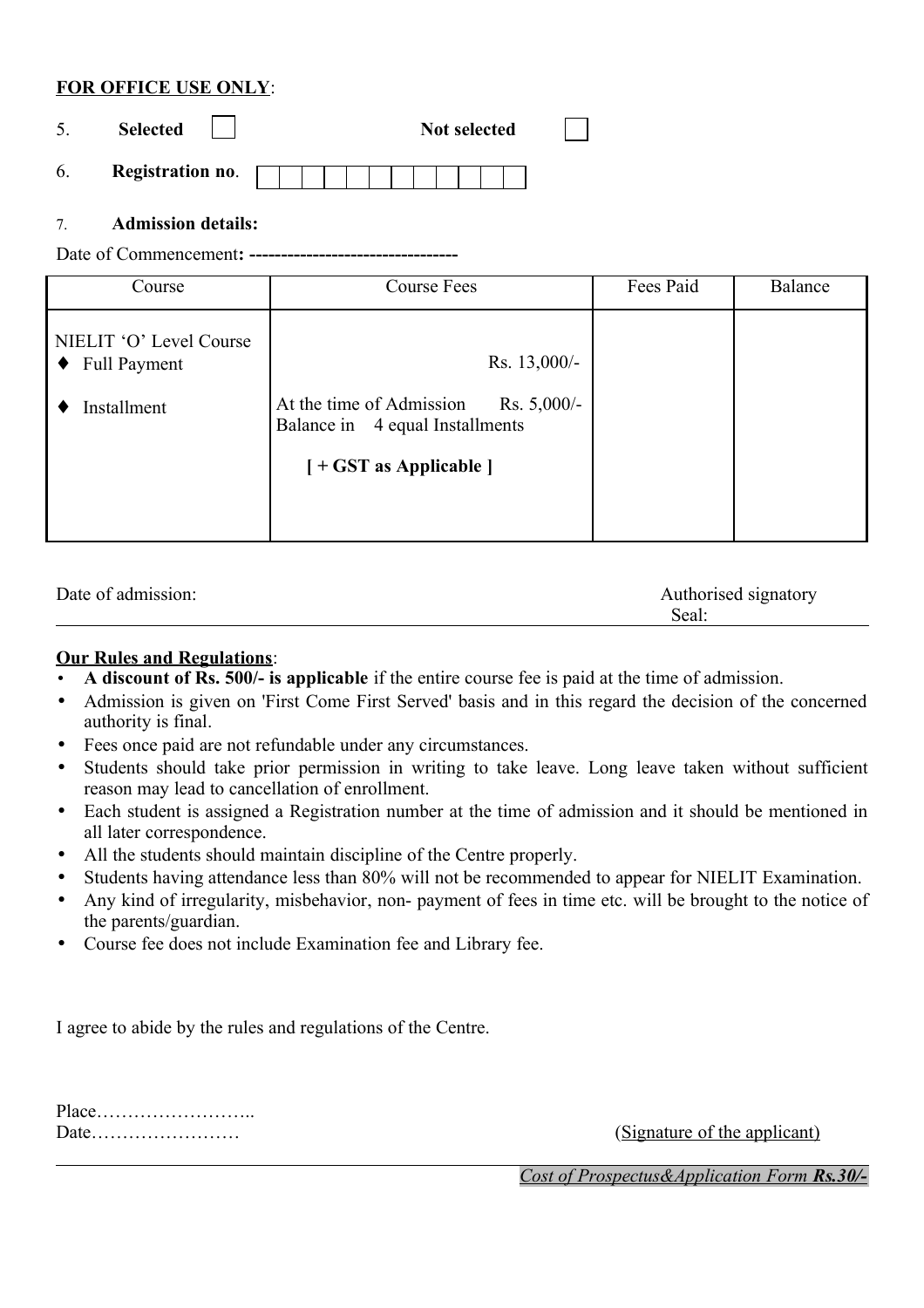**FOR OFFICE USE ONLY**:

5. **Selected** ☐ **Not selected** ☐

6. **Registration no**. ☐☐☐☐☐☐☐☐☐☐☐☐

7. **Admission details:**

Date of Commencement**: ---------------------------------**

| Course | Course Fees | Fees Paid | Balance |
|---|---|---|---|
| NIELIT 'O' Level Course<br>♦ Full Payment<br>♦ Installment | Rs. 13,000/-<br>At the time of Admission Rs. 5,000/-<br>Balance in 4 equal Installments<br>**[ + GST as Applicable ]** | | |

Date of admission: Authorised signatory

Seal:

**Our Rules and Regulations**:

- **A discount of Rs. 500/- is applicable** if the entire course fee is paid at the time of admission.
- Admission is given on 'First Come First Served' basis and in this regard the decision of the concerned authority is final.
- Fees once paid are not refundable under any circumstances.
- Students should take prior permission in writing to take leave. Long leave taken without sufficient reason may lead to cancellation of enrollment.
- Each student is assigned a Registration number at the time of admission and it should be mentioned in all later correspondence.
- All the students should maintain discipline of the Centre properly.
- Students having attendance less than 80% will not be recommended to appear for NIELIT Examination.
- Any kind of irregularity, misbehavior, non- payment of fees in time etc. will be brought to the notice of the parents/guardian.
- Course fee does not include Examination fee and Library fee.

I agree to abide by the rules and regulations of the Centre.

Place……………………..

Date…………………… (Signature of the applicant)

*Cost of Prospectus&Application Form **Rs.30/-***